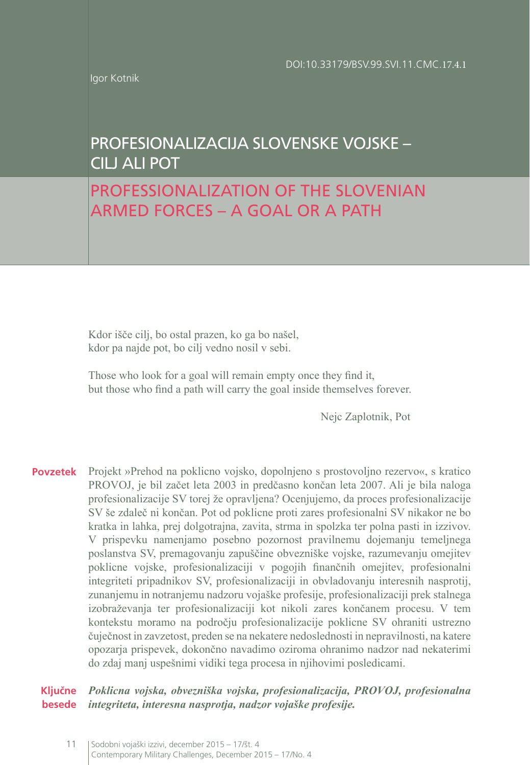DOI:10.33179/BSV.99.SVI.11.CMC.17.4.1

Igor Kotnik

# PROFESIONALIZACIJA SLOVENSKE VOJSKE – CILJ ALI POT

# PROFESSIONALIZATION OF THE SLOVENIAN ARMED FORCES – A GOAL OR A PATH

Kdor išče cilj, bo ostal prazen, ko ga bo našel,
kdor pa najde pot, bo cilj vedno nosil v sebi.

Those who look for a goal will remain empty once they find it,
but those who find a path will carry the goal inside themselves forever.

Nejc Zaplotnik, Pot

**Povzetek** Projekt »Prehod na poklicno vojsko, dopolnjeno s prostovoljno rezervo«, s kratico PROVOJ, je bil začet leta 2003 in predčasno končan leta 2007. Ali je bila naloga profesionalizacije SV torej že opravljena? Ocenjujemo, da proces profesionalizacije SV še zdaleč ni končan. Pot od poklicne proti zares profesionalni SV nikakor ne bo kratka in lahka, prej dolgotrajna, zavita, strma in spolzka ter polna pasti in izzivov. V prispevku namenjamo posebno pozornost pravilnemu dojemanju temeljnega poslanstva SV, premagovanju zapuščine obvezniške vojske, razumevanju omejitev poklicne vojske, profesionalizaciji v pogojih finančnih omejitev, profesionalni integriteti pripadnikov SV, profesionalizaciji in obvladovanju interesnih nasprotij, zunanjemu in notranjemu nadzoru vojaške profesije, profesionalizaciji prek stalnega izobraževanja ter profesionalizaciji kot nikoli zares končanem procesu. V tem kontekstu moramo na področju profesionalizacije poklicne SV ohraniti ustrezno čuječnost in zavzetost, preden se na nekatere nedoslednosti in nepravilnosti, na katere opozarja prispevek, dokončno navadimo oziroma ohranimo nadzor nad nekaterimi do zdaj manj uspešnimi vidiki tega procesa in njihovimi posledicami.

**Ključne besede** ***Poklicna vojska, obvezniška vojska, profesionalizacija, PROVOJ, profesionalna integriteta, interesna nasprotja, nadzor vojaške profesije.***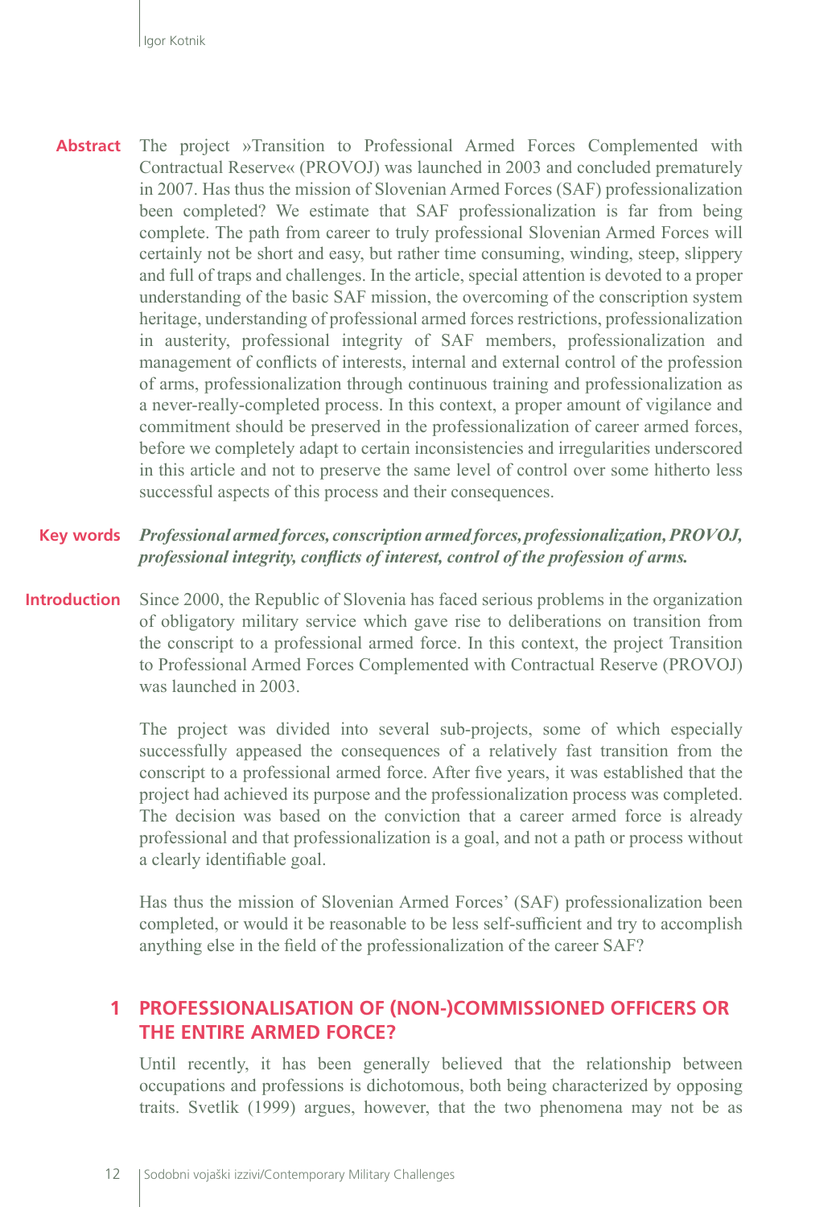**Abstract** The project »Transition to Professional Armed Forces Complemented with Contractual Reserve« (PROVOJ) was launched in 2003 and concluded prematurely in 2007. Has thus the mission of Slovenian Armed Forces (SAF) professionalization been completed? We estimate that SAF professionalization is far from being complete. The path from career to truly professional Slovenian Armed Forces will certainly not be short and easy, but rather time consuming, winding, steep, slippery and full of traps and challenges. In the article, special attention is devoted to a proper understanding of the basic SAF mission, the overcoming of the conscription system heritage, understanding of professional armed forces restrictions, professionalization in austerity, professional integrity of SAF members, professionalization and management of conflicts of interests, internal and external control of the profession of arms, professionalization through continuous training and professionalization as a never-really-completed process. In this context, a proper amount of vigilance and commitment should be preserved in the professionalization of career armed forces, before we completely adapt to certain inconsistencies and irregularities underscored in this article and not to preserve the same level of control over some hitherto less successful aspects of this process and their consequences.

**Key words** ***Professional armed forces, conscription armed forces, professionalization, PROVOJ, professional integrity, conflicts of interest, control of the profession of arms.***

## Introduction

Since 2000, the Republic of Slovenia has faced serious problems in the organization of obligatory military service which gave rise to deliberations on transition from the conscript to a professional armed force. In this context, the project Transition to Professional Armed Forces Complemented with Contractual Reserve (PROVOJ) was launched in 2003.

The project was divided into several sub-projects, some of which especially successfully appeased the consequences of a relatively fast transition from the conscript to a professional armed force. After five years, it was established that the project had achieved its purpose and the professionalization process was completed. The decision was based on the conviction that a career armed force is already professional and that professionalization is a goal, and not a path or process without a clearly identifiable goal.

Has thus the mission of Slovenian Armed Forces' (SAF) professionalization been completed, or would it be reasonable to be less self-sufficient and try to accomplish anything else in the field of the professionalization of the career SAF?

## 1 PROFESSIONALISATION OF (NON-)COMMISSIONED OFFICERS OR THE ENTIRE ARMED FORCE?

Until recently, it has been generally believed that the relationship between occupations and professions is dichotomous, both being characterized by opposing traits. Svetlik (1999) argues, however, that the two phenomena may not be as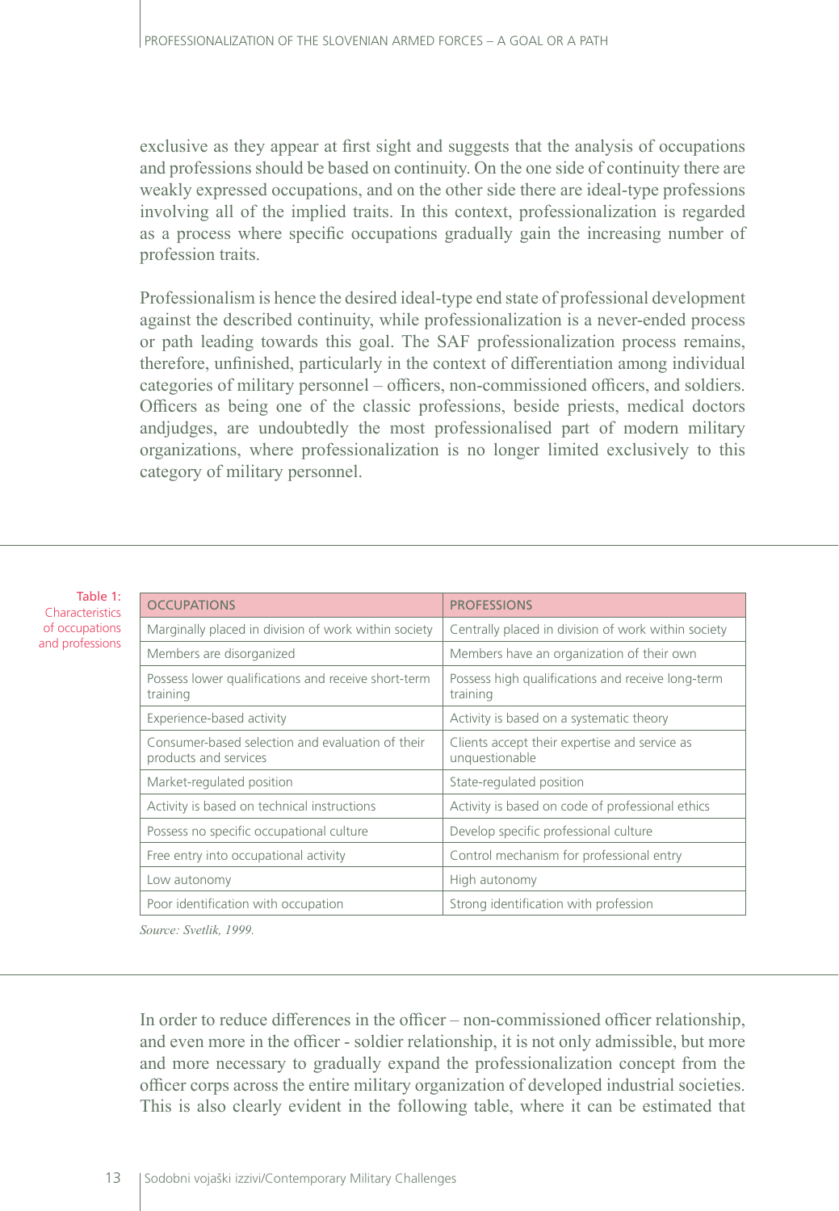exclusive as they appear at first sight and suggests that the analysis of occupations and professions should be based on continuity. On the one side of continuity there are weakly expressed occupations, and on the other side there are ideal-type professions involving all of the implied traits. In this context, professionalization is regarded as a process where specific occupations gradually gain the increasing number of profession traits.

Professionalism is hence the desired ideal-type end state of professional development against the described continuity, while professionalization is a never-ended process or path leading towards this goal. The SAF professionalization process remains, therefore, unfinished, particularly in the context of differentiation among individual categories of military personnel – officers, non-commissioned officers, and soldiers. Officers as being one of the classic professions, beside priests, medical doctors andjudges, are undoubtedly the most professionalised part of modern military organizations, where professionalization is no longer limited exclusively to this category of military personnel.

Table 1: Characteristics of occupations and professions

| OCCUPATIONS | PROFESSIONS |
|---|---|
| Marginally placed in division of work within society | Centrally placed in division of work within society |
| Members are disorganized | Members have an organization of their own |
| Possess lower qualifications and receive short-term training | Possess high qualifications and receive long-term training |
| Experience-based activity | Activity is based on a systematic theory |
| Consumer-based selection and evaluation of their products and services | Clients accept their expertise and service as unquestionable |
| Market-regulated position | State-regulated position |
| Activity is based on technical instructions | Activity is based on code of professional ethics |
| Possess no specific occupational culture | Develop specific professional culture |
| Free entry into occupational activity | Control mechanism for professional entry |
| Low autonomy | High autonomy |
| Poor identification with occupation | Strong identification with profession |

*Source: Svetlik, 1999.*

In order to reduce differences in the officer – non-commissioned officer relationship, and even more in the officer - soldier relationship, it is not only admissible, but more and more necessary to gradually expand the professionalization concept from the officer corps across the entire military organization of developed industrial societies. This is also clearly evident in the following table, where it can be estimated that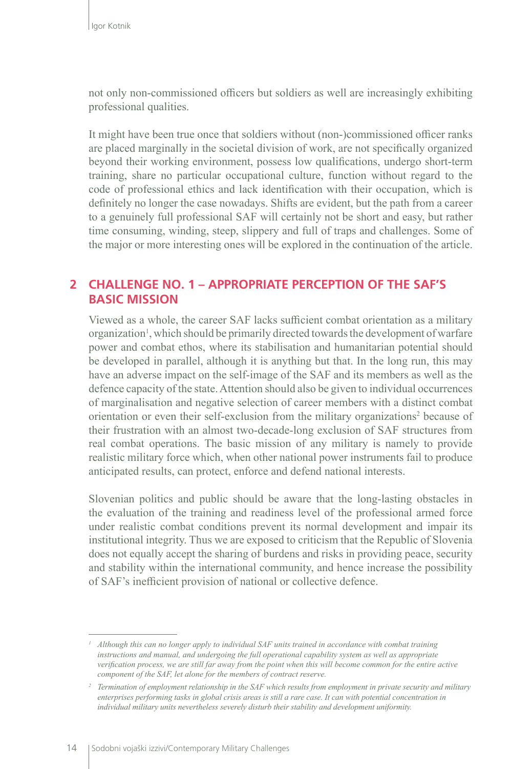not only non-commissioned officers but soldiers as well are increasingly exhibiting professional qualities.

It might have been true once that soldiers without (non-)commissioned officer ranks are placed marginally in the societal division of work, are not specifically organized beyond their working environment, possess low qualifications, undergo short-term training, share no particular occupational culture, function without regard to the code of professional ethics and lack identification with their occupation, which is definitely no longer the case nowadays. Shifts are evident, but the path from a career to a genuinely full professional SAF will certainly not be short and easy, but rather time consuming, winding, steep, slippery and full of traps and challenges. Some of the major or more interesting ones will be explored in the continuation of the article.

## 2 CHALLENGE NO. 1 – APPROPRIATE PERCEPTION OF THE SAF'S BASIC MISSION

Viewed as a whole, the career SAF lacks sufficient combat orientation as a military organization[1], which should be primarily directed towards the development of warfare power and combat ethos, where its stabilisation and humanitarian potential should be developed in parallel, although it is anything but that. In the long run, this may have an adverse impact on the self-image of the SAF and its members as well as the defence capacity of the state. Attention should also be given to individual occurrences of marginalisation and negative selection of career members with a distinct combat orientation or even their self-exclusion from the military organizations[2] because of their frustration with an almost two-decade-long exclusion of SAF structures from real combat operations. The basic mission of any military is namely to provide realistic military force which, when other national power instruments fail to produce anticipated results, can protect, enforce and defend national interests.

Slovenian politics and public should be aware that the long-lasting obstacles in the evaluation of the training and readiness level of the professional armed force under realistic combat conditions prevent its normal development and impair its institutional integrity. Thus we are exposed to criticism that the Republic of Slovenia does not equally accept the sharing of burdens and risks in providing peace, security and stability within the international community, and hence increase the possibility of SAF's inefficient provision of national or collective defence.

---

[1] *Although this can no longer apply to individual SAF units trained in accordance with combat training instructions and manual, and undergoing the full operational capability system as well as appropriate verification process, we are still far away from the point when this will become common for the entire active component of the SAF, let alone for the members of contract reserve.*

[2] *Termination of employment relationship in the SAF which results from employment in private security and military enterprises performing tasks in global crisis areas is still a rare case. It can with potential concentration in individual military units nevertheless severely disturb their stability and development uniformity.*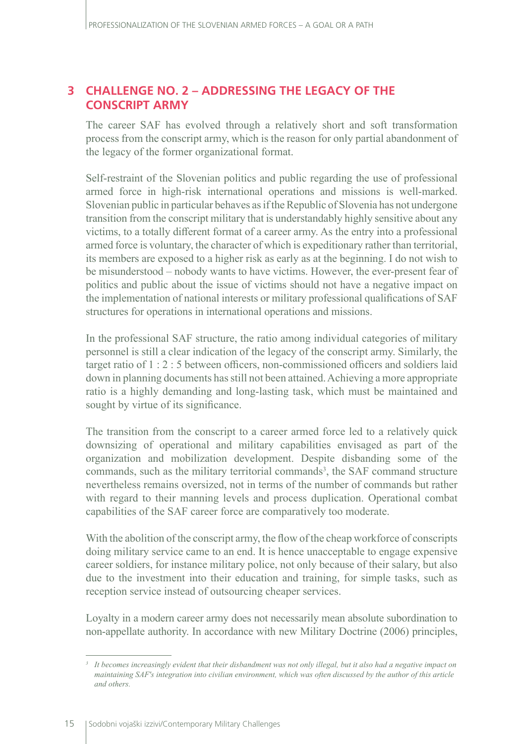## 3 CHALLENGE NO. 2 – ADDRESSING THE LEGACY OF THE CONSCRIPT ARMY

The career SAF has evolved through a relatively short and soft transformation process from the conscript army, which is the reason for only partial abandonment of the legacy of the former organizational format.

Self-restraint of the Slovenian politics and public regarding the use of professional armed force in high-risk international operations and missions is well-marked. Slovenian public in particular behaves as if the Republic of Slovenia has not undergone transition from the conscript military that is understandably highly sensitive about any victims, to a totally different format of a career army. As the entry into a professional armed force is voluntary, the character of which is expeditionary rather than territorial, its members are exposed to a higher risk as early as at the beginning. I do not wish to be misunderstood – nobody wants to have victims. However, the ever-present fear of politics and public about the issue of victims should not have a negative impact on the implementation of national interests or military professional qualifications of SAF structures for operations in international operations and missions.

In the professional SAF structure, the ratio among individual categories of military personnel is still a clear indication of the legacy of the conscript army. Similarly, the target ratio of 1 : 2 : 5 between officers, non-commissioned officers and soldiers laid down in planning documents has still not been attained. Achieving a more appropriate ratio is a highly demanding and long-lasting task, which must be maintained and sought by virtue of its significance.

The transition from the conscript to a career armed force led to a relatively quick downsizing of operational and military capabilities envisaged as part of the organization and mobilization development. Despite disbanding some of the commands, such as the military territorial commands[3], the SAF command structure nevertheless remains oversized, not in terms of the number of commands but rather with regard to their manning levels and process duplication. Operational combat capabilities of the SAF career force are comparatively too moderate.

With the abolition of the conscript army, the flow of the cheap workforce of conscripts doing military service came to an end. It is hence unacceptable to engage expensive career soldiers, for instance military police, not only because of their salary, but also due to the investment into their education and training, for simple tasks, such as reception service instead of outsourcing cheaper services.

Loyalty in a modern career army does not necessarily mean absolute subordination to non-appellate authority. In accordance with new Military Doctrine (2006) principles,

---

[3] *It becomes increasingly evident that their disbandment was not only illegal, but it also had a negative impact on maintaining SAF's integration into civilian environment, which was often discussed by the author of this article and others.*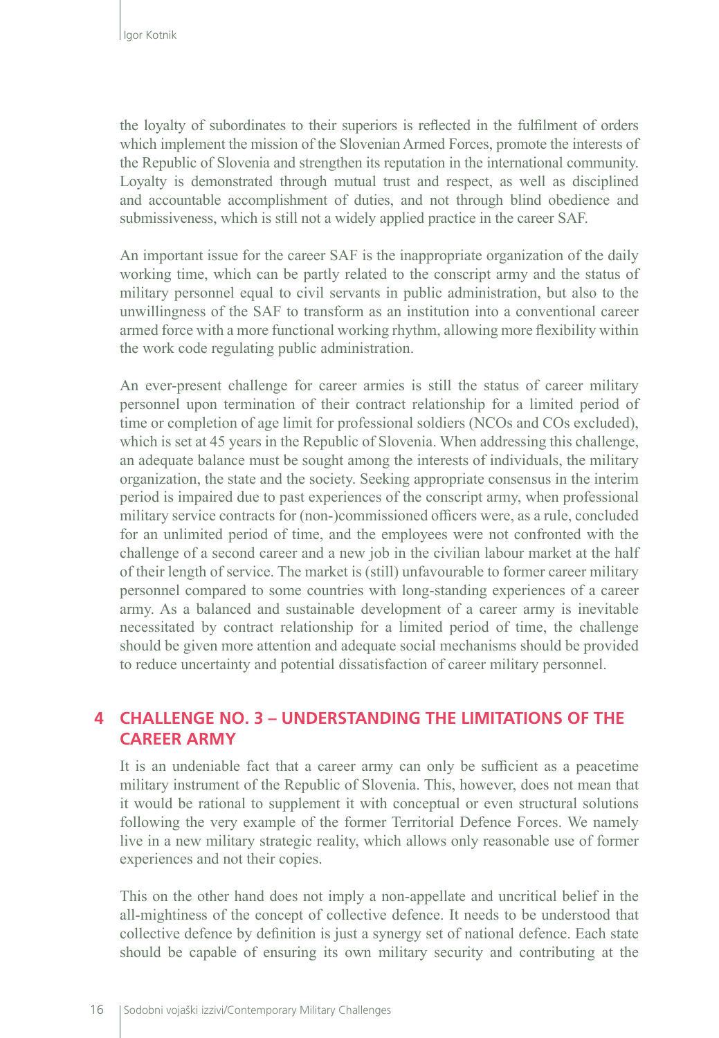the loyalty of subordinates to their superiors is reflected in the fulfilment of orders which implement the mission of the Slovenian Armed Forces, promote the interests of the Republic of Slovenia and strengthen its reputation in the international community. Loyalty is demonstrated through mutual trust and respect, as well as disciplined and accountable accomplishment of duties, and not through blind obedience and submissiveness, which is still not a widely applied practice in the career SAF.

An important issue for the career SAF is the inappropriate organization of the daily working time, which can be partly related to the conscript army and the status of military personnel equal to civil servants in public administration, but also to the unwillingness of the SAF to transform as an institution into a conventional career armed force with a more functional working rhythm, allowing more flexibility within the work code regulating public administration.

An ever-present challenge for career armies is still the status of career military personnel upon termination of their contract relationship for a limited period of time or completion of age limit for professional soldiers (NCOs and COs excluded), which is set at 45 years in the Republic of Slovenia. When addressing this challenge, an adequate balance must be sought among the interests of individuals, the military organization, the state and the society. Seeking appropriate consensus in the interim period is impaired due to past experiences of the conscript army, when professional military service contracts for (non-)commissioned officers were, as a rule, concluded for an unlimited period of time, and the employees were not confronted with the challenge of a second career and a new job in the civilian labour market at the half of their length of service. The market is (still) unfavourable to former career military personnel compared to some countries with long-standing experiences of a career army. As a balanced and sustainable development of a career army is inevitable necessitated by contract relationship for a limited period of time, the challenge should be given more attention and adequate social mechanisms should be provided to reduce uncertainty and potential dissatisfaction of career military personnel.

## 4 CHALLENGE NO. 3 – UNDERSTANDING THE LIMITATIONS OF THE CAREER ARMY

It is an undeniable fact that a career army can only be sufficient as a peacetime military instrument of the Republic of Slovenia. This, however, does not mean that it would be rational to supplement it with conceptual or even structural solutions following the very example of the former Territorial Defence Forces. We namely live in a new military strategic reality, which allows only reasonable use of former experiences and not their copies.

This on the other hand does not imply a non-appellate and uncritical belief in the all-mightiness of the concept of collective defence. It needs to be understood that collective defence by definition is just a synergy set of national defence. Each state should be capable of ensuring its own military security and contributing at the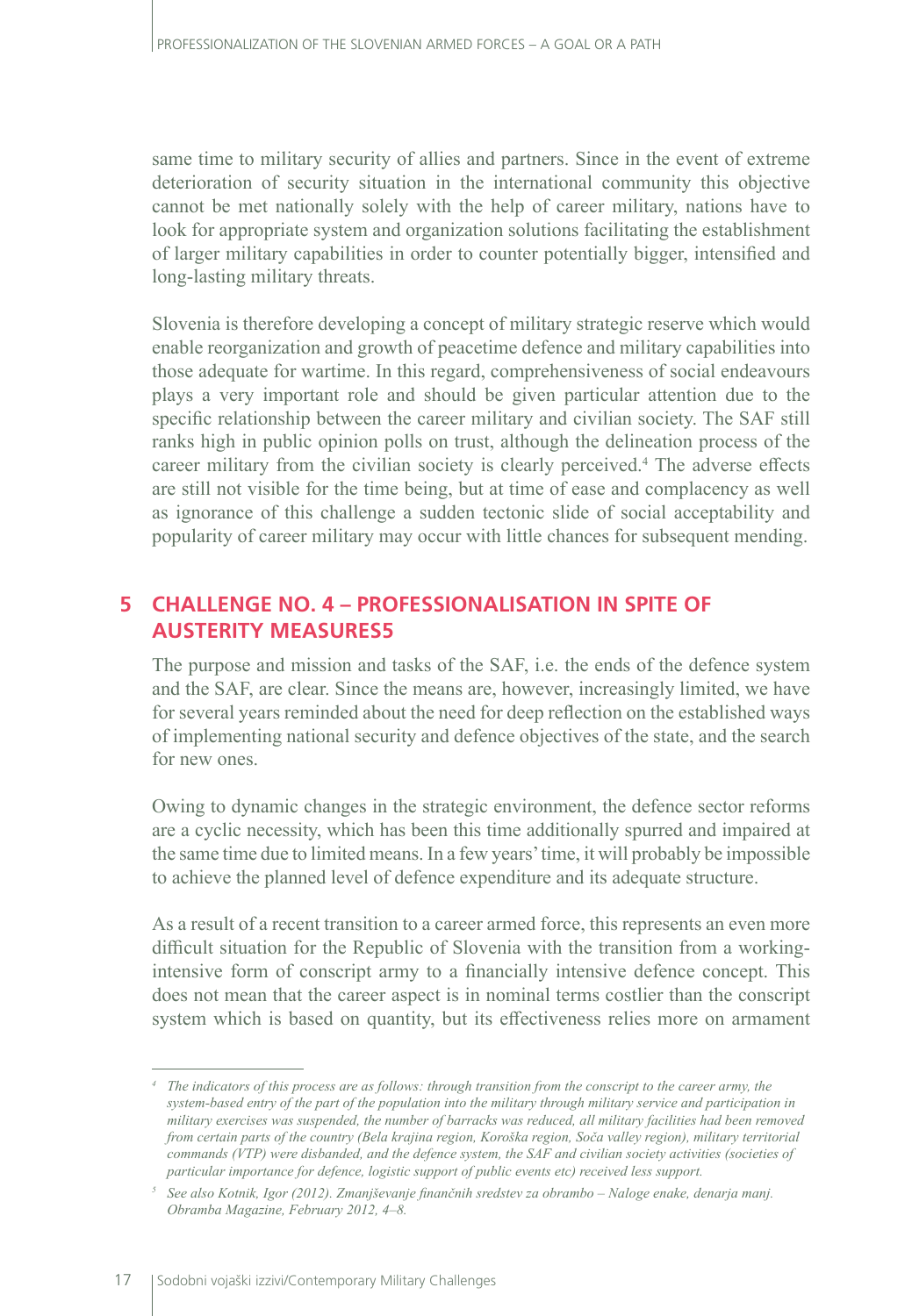same time to military security of allies and partners. Since in the event of extreme deterioration of security situation in the international community this objective cannot be met nationally solely with the help of career military, nations have to look for appropriate system and organization solutions facilitating the establishment of larger military capabilities in order to counter potentially bigger, intensified and long-lasting military threats.

Slovenia is therefore developing a concept of military strategic reserve which would enable reorganization and growth of peacetime defence and military capabilities into those adequate for wartime. In this regard, comprehensiveness of social endeavours plays a very important role and should be given particular attention due to the specific relationship between the career military and civilian society. The SAF still ranks high in public opinion polls on trust, although the delineation process of the career military from the civilian society is clearly perceived.[4] The adverse effects are still not visible for the time being, but at time of ease and complacency as well as ignorance of this challenge a sudden tectonic slide of social acceptability and popularity of career military may occur with little chances for subsequent mending.

## 5 CHALLENGE NO. 4 – PROFESSIONALISATION IN SPITE OF AUSTERITY MEASURES5

The purpose and mission and tasks of the SAF, i.e. the ends of the defence system and the SAF, are clear. Since the means are, however, increasingly limited, we have for several years reminded about the need for deep reflection on the established ways of implementing national security and defence objectives of the state, and the search for new ones.

Owing to dynamic changes in the strategic environment, the defence sector reforms are a cyclic necessity, which has been this time additionally spurred and impaired at the same time due to limited means. In a few years' time, it will probably be impossible to achieve the planned level of defence expenditure and its adequate structure.

As a result of a recent transition to a career armed force, this represents an even more difficult situation for the Republic of Slovenia with the transition from a working-intensive form of conscript army to a financially intensive defence concept. This does not mean that the career aspect is in nominal terms costlier than the conscript system which is based on quantity, but its effectiveness relies more on armament

---

[4] *The indicators of this process are as follows: through transition from the conscript to the career army, the system-based entry of the part of the population into the military through military service and participation in military exercises was suspended, the number of barracks was reduced, all military facilities had been removed from certain parts of the country (Bela krajina region, Koroška region, Soča valley region), military territorial commands (VTP) were disbanded, and the defence system, the SAF and civilian society activities (societies of particular importance for defence, logistic support of public events etc) received less support.*

[5] *See also Kotnik, Igor (2012). Zmanjševanje finančnih sredstev za obrambo – Naloge enake, denarja manj. Obramba Magazine, February 2012, 4–8.*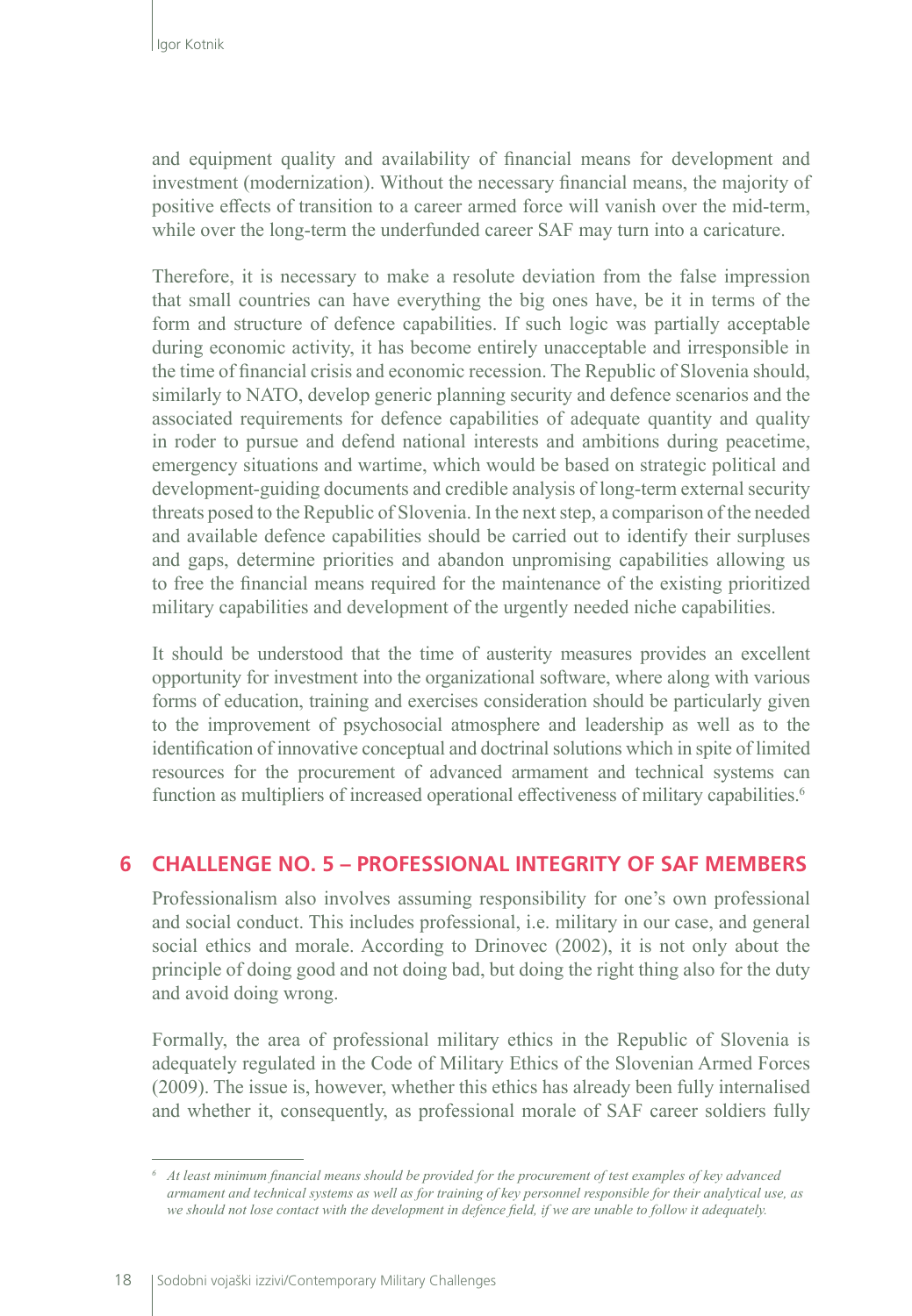and equipment quality and availability of financial means for development and investment (modernization). Without the necessary financial means, the majority of positive effects of transition to a career armed force will vanish over the mid-term, while over the long-term the underfunded career SAF may turn into a caricature.

Therefore, it is necessary to make a resolute deviation from the false impression that small countries can have everything the big ones have, be it in terms of the form and structure of defence capabilities. If such logic was partially acceptable during economic activity, it has become entirely unacceptable and irresponsible in the time of financial crisis and economic recession. The Republic of Slovenia should, similarly to NATO, develop generic planning security and defence scenarios and the associated requirements for defence capabilities of adequate quantity and quality in roder to pursue and defend national interests and ambitions during peacetime, emergency situations and wartime, which would be based on strategic political and development-guiding documents and credible analysis of long-term external security threats posed to the Republic of Slovenia. In the next step, a comparison of the needed and available defence capabilities should be carried out to identify their surpluses and gaps, determine priorities and abandon unpromising capabilities allowing us to free the financial means required for the maintenance of the existing prioritized military capabilities and development of the urgently needed niche capabilities.

It should be understood that the time of austerity measures provides an excellent opportunity for investment into the organizational software, where along with various forms of education, training and exercises consideration should be particularly given to the improvement of psychosocial atmosphere and leadership as well as to the identification of innovative conceptual and doctrinal solutions which in spite of limited resources for the procurement of advanced armament and technical systems can function as multipliers of increased operational effectiveness of military capabilities.[6]

## 6 CHALLENGE NO. 5 – PROFESSIONAL INTEGRITY OF SAF MEMBERS

Professionalism also involves assuming responsibility for one's own professional and social conduct. This includes professional, i.e. military in our case, and general social ethics and morale. According to Drinovec (2002), it is not only about the principle of doing good and not doing bad, but doing the right thing also for the duty and avoid doing wrong.

Formally, the area of professional military ethics in the Republic of Slovenia is adequately regulated in the Code of Military Ethics of the Slovenian Armed Forces (2009). The issue is, however, whether this ethics has already been fully internalised and whether it, consequently, as professional morale of SAF career soldiers fully

---

[6] *At least minimum financial means should be provided for the procurement of test examples of key advanced armament and technical systems as well as for training of key personnel responsible for their analytical use, as we should not lose contact with the development in defence field, if we are unable to follow it adequately.*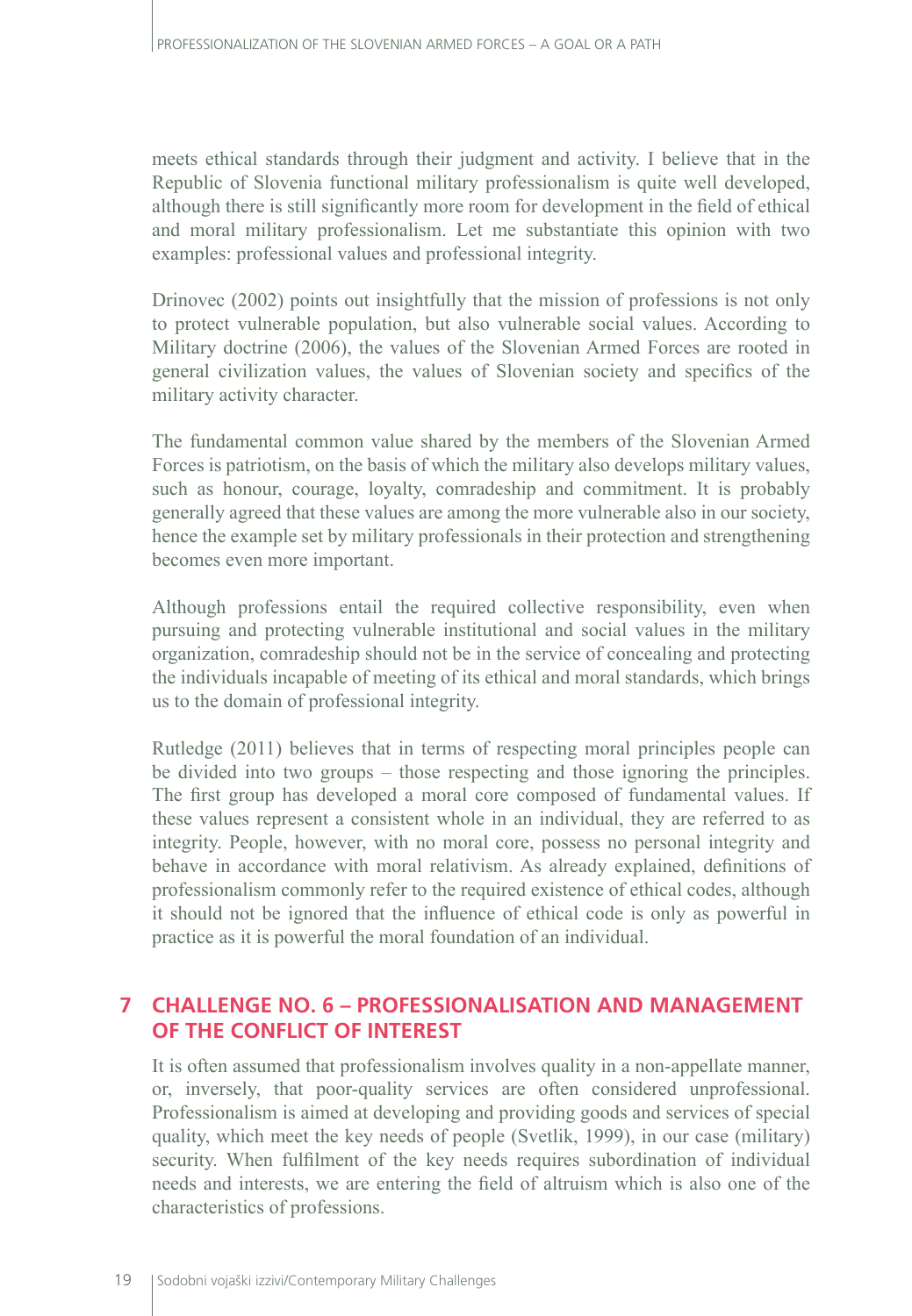meets ethical standards through their judgment and activity. I believe that in the Republic of Slovenia functional military professionalism is quite well developed, although there is still significantly more room for development in the field of ethical and moral military professionalism. Let me substantiate this opinion with two examples: professional values and professional integrity.

Drinovec (2002) points out insightfully that the mission of professions is not only to protect vulnerable population, but also vulnerable social values. According to Military doctrine (2006), the values of the Slovenian Armed Forces are rooted in general civilization values, the values of Slovenian society and specifics of the military activity character.

The fundamental common value shared by the members of the Slovenian Armed Forces is patriotism, on the basis of which the military also develops military values, such as honour, courage, loyalty, comradeship and commitment. It is probably generally agreed that these values are among the more vulnerable also in our society, hence the example set by military professionals in their protection and strengthening becomes even more important.

Although professions entail the required collective responsibility, even when pursuing and protecting vulnerable institutional and social values in the military organization, comradeship should not be in the service of concealing and protecting the individuals incapable of meeting of its ethical and moral standards, which brings us to the domain of professional integrity.

Rutledge (2011) believes that in terms of respecting moral principles people can be divided into two groups – those respecting and those ignoring the principles. The first group has developed a moral core composed of fundamental values. If these values represent a consistent whole in an individual, they are referred to as integrity. People, however, with no moral core, possess no personal integrity and behave in accordance with moral relativism. As already explained, definitions of professionalism commonly refer to the required existence of ethical codes, although it should not be ignored that the influence of ethical code is only as powerful in practice as it is powerful the moral foundation of an individual.

## 7 CHALLENGE NO. 6 – PROFESSIONALISATION AND MANAGEMENT OF THE CONFLICT OF INTEREST

It is often assumed that professionalism involves quality in a non-appellate manner, or, inversely, that poor-quality services are often considered unprofessional. Professionalism is aimed at developing and providing goods and services of special quality, which meet the key needs of people (Svetlik, 1999), in our case (military) security. When fulfilment of the key needs requires subordination of individual needs and interests, we are entering the field of altruism which is also one of the characteristics of professions.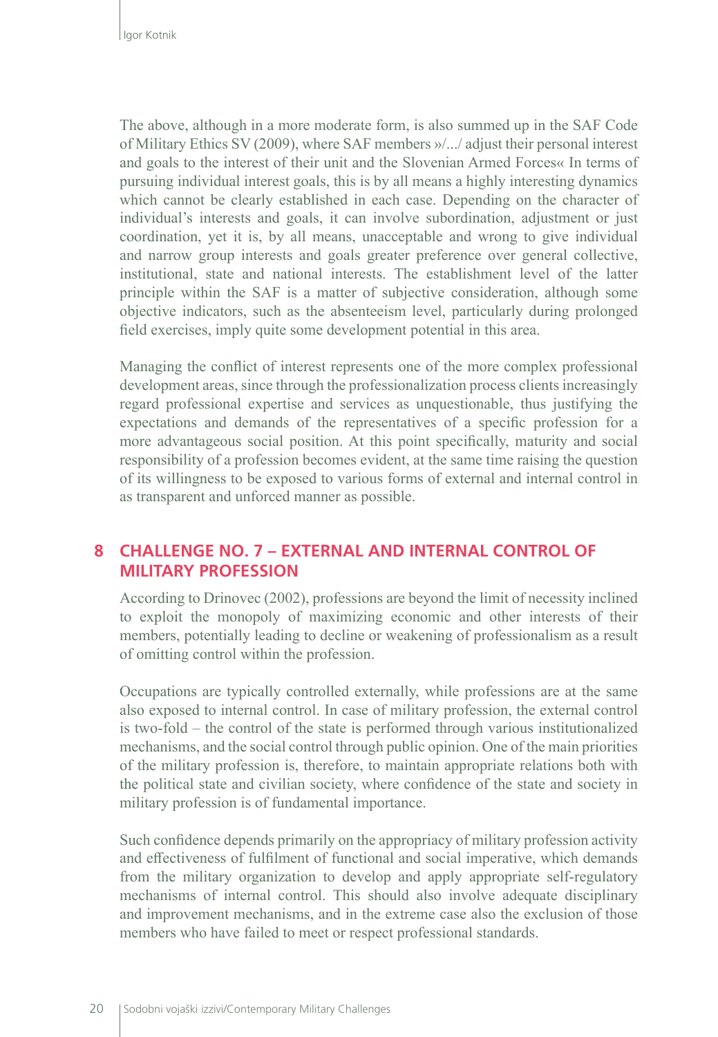The above, although in a more moderate form, is also summed up in the SAF Code of Military Ethics SV (2009), where SAF members »/.../ adjust their personal interest and goals to the interest of their unit and the Slovenian Armed Forces« In terms of pursuing individual interest goals, this is by all means a highly interesting dynamics which cannot be clearly established in each case. Depending on the character of individual's interests and goals, it can involve subordination, adjustment or just coordination, yet it is, by all means, unacceptable and wrong to give individual and narrow group interests and goals greater preference over general collective, institutional, state and national interests. The establishment level of the latter principle within the SAF is a matter of subjective consideration, although some objective indicators, such as the absenteeism level, particularly during prolonged field exercises, imply quite some development potential in this area.

Managing the conflict of interest represents one of the more complex professional development areas, since through the professionalization process clients increasingly regard professional expertise and services as unquestionable, thus justifying the expectations and demands of the representatives of a specific profession for a more advantageous social position. At this point specifically, maturity and social responsibility of a profession becomes evident, at the same time raising the question of its willingness to be exposed to various forms of external and internal control in as transparent and unforced manner as possible.

## 8 CHALLENGE NO. 7 – EXTERNAL AND INTERNAL CONTROL OF MILITARY PROFESSION

According to Drinovec (2002), professions are beyond the limit of necessity inclined to exploit the monopoly of maximizing economic and other interests of their members, potentially leading to decline or weakening of professionalism as a result of omitting control within the profession.

Occupations are typically controlled externally, while professions are at the same also exposed to internal control. In case of military profession, the external control is two-fold – the control of the state is performed through various institutionalized mechanisms, and the social control through public opinion. One of the main priorities of the military profession is, therefore, to maintain appropriate relations both with the political state and civilian society, where confidence of the state and society in military profession is of fundamental importance.

Such confidence depends primarily on the appropriacy of military profession activity and effectiveness of fulfilment of functional and social imperative, which demands from the military organization to develop and apply appropriate self-regulatory mechanisms of internal control. This should also involve adequate disciplinary and improvement mechanisms, and in the extreme case also the exclusion of those members who have failed to meet or respect professional standards.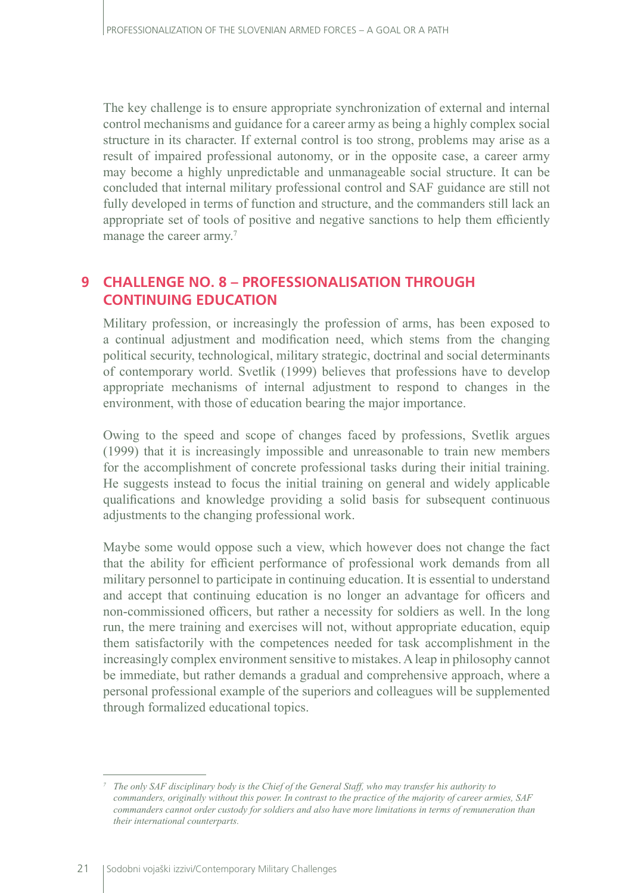The key challenge is to ensure appropriate synchronization of external and internal control mechanisms and guidance for a career army as being a highly complex social structure in its character. If external control is too strong, problems may arise as a result of impaired professional autonomy, or in the opposite case, a career army may become a highly unpredictable and unmanageable social structure. It can be concluded that internal military professional control and SAF guidance are still not fully developed in terms of function and structure, and the commanders still lack an appropriate set of tools of positive and negative sanctions to help them efficiently manage the career army.[7]

## 9 CHALLENGE NO. 8 – PROFESSIONALISATION THROUGH CONTINUING EDUCATION

Military profession, or increasingly the profession of arms, has been exposed to a continual adjustment and modification need, which stems from the changing political security, technological, military strategic, doctrinal and social determinants of contemporary world. Svetlik (1999) believes that professions have to develop appropriate mechanisms of internal adjustment to respond to changes in the environment, with those of education bearing the major importance.

Owing to the speed and scope of changes faced by professions, Svetlik argues (1999) that it is increasingly impossible and unreasonable to train new members for the accomplishment of concrete professional tasks during their initial training. He suggests instead to focus the initial training on general and widely applicable qualifications and knowledge providing a solid basis for subsequent continuous adjustments to the changing professional work.

Maybe some would oppose such a view, which however does not change the fact that the ability for efficient performance of professional work demands from all military personnel to participate in continuing education. It is essential to understand and accept that continuing education is no longer an advantage for officers and non-commissioned officers, but rather a necessity for soldiers as well. In the long run, the mere training and exercises will not, without appropriate education, equip them satisfactorily with the competences needed for task accomplishment in the increasingly complex environment sensitive to mistakes. A leap in philosophy cannot be immediate, but rather demands a gradual and comprehensive approach, where a personal professional example of the superiors and colleagues will be supplemented through formalized educational topics.

---

[7] *The only SAF disciplinary body is the Chief of the General Staff, who may transfer his authority to commanders, originally without this power. In contrast to the practice of the majority of career armies, SAF commanders cannot order custody for soldiers and also have more limitations in terms of remuneration than their international counterparts.*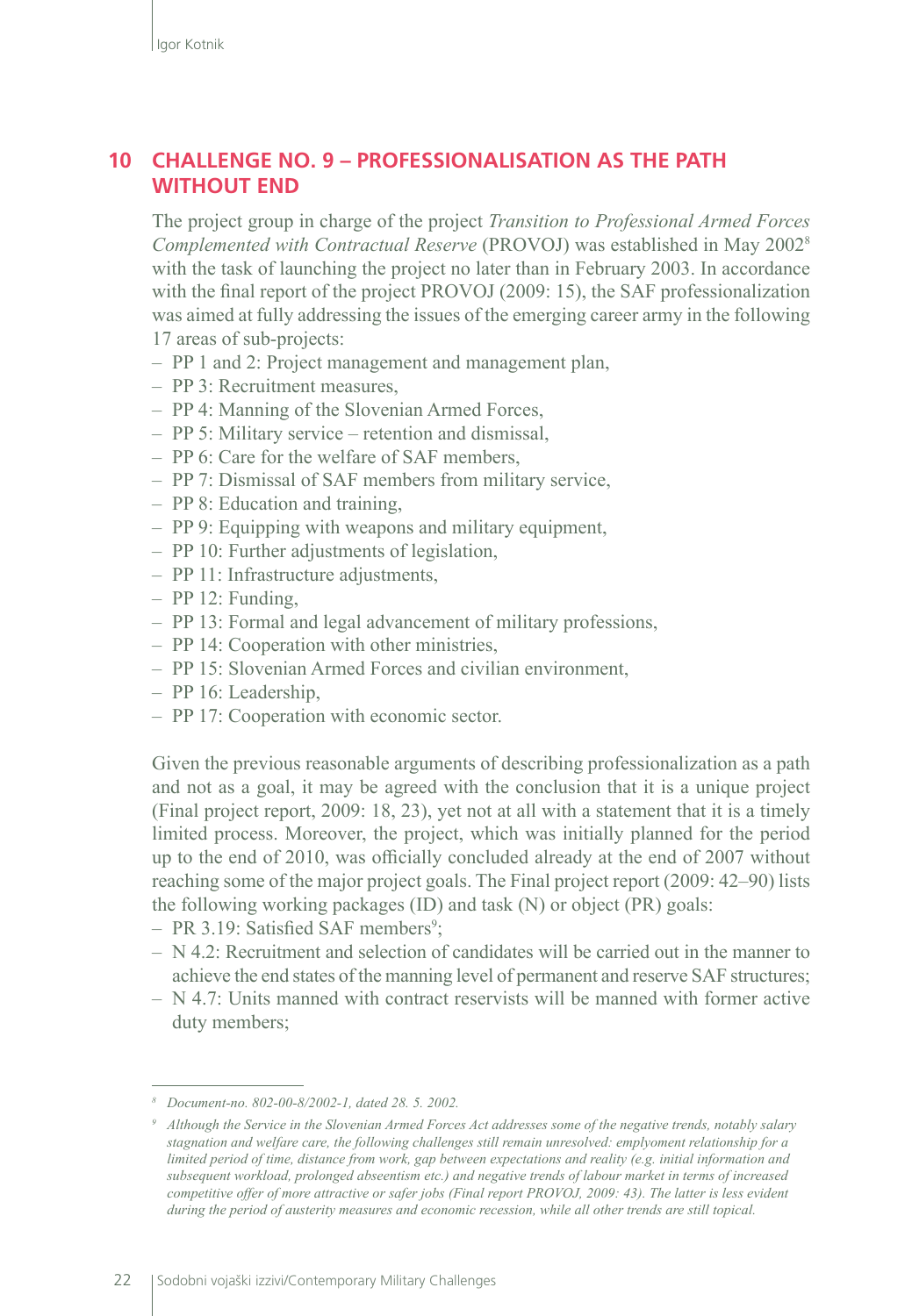## 10 CHALLENGE NO. 9 – PROFESSIONALISATION AS THE PATH WITHOUT END

The project group in charge of the project *Transition to Professional Armed Forces Complemented with Contractual Reserve* (PROVOJ) was established in May 2002[8] with the task of launching the project no later than in February 2003. In accordance with the final report of the project PROVOJ (2009: 15), the SAF professionalization was aimed at fully addressing the issues of the emerging career army in the following 17 areas of sub-projects:

- PP 1 and 2: Project management and management plan,
- PP 3: Recruitment measures,
- PP 4: Manning of the Slovenian Armed Forces,
- PP 5: Military service – retention and dismissal,
- PP 6: Care for the welfare of SAF members,
- PP 7: Dismissal of SAF members from military service,
- PP 8: Education and training,
- PP 9: Equipping with weapons and military equipment,
- PP 10: Further adjustments of legislation,
- PP 11: Infrastructure adjustments,
- PP 12: Funding,
- PP 13: Formal and legal advancement of military professions,
- PP 14: Cooperation with other ministries,
- PP 15: Slovenian Armed Forces and civilian environment,
- PP 16: Leadership,
- PP 17: Cooperation with economic sector.

Given the previous reasonable arguments of describing professionalization as a path and not as a goal, it may be agreed with the conclusion that it is a unique project (Final project report, 2009: 18, 23), yet not at all with a statement that it is a timely limited process. Moreover, the project, which was initially planned for the period up to the end of 2010, was officially concluded already at the end of 2007 without reaching some of the major project goals. The Final project report (2009: 42–90) lists the following working packages (ID) and task (N) or object (PR) goals:

- PR 3.19: Satisfied SAF members[9];
- N 4.2: Recruitment and selection of candidates will be carried out in the manner to achieve the end states of the manning level of permanent and reserve SAF structures;
- N 4.7: Units manned with contract reservists will be manned with former active duty members;

---

[8] *Document-no. 802-00-8/2002-1, dated 28. 5. 2002.*

[9] *Although the Service in the Slovenian Armed Forces Act addresses some of the negative trends, notably salary stagnation and welfare care, the following challenges still remain unresolved: emplyoment relationship for a limited period of time, distance from work, gap between expectations and reality (e.g. initial information and subsequent workload, prolonged abseentism etc.) and negative trends of labour market in terms of increased competitive offer of more attractive or safer jobs (Final report PROVOJ, 2009: 43). The latter is less evident during the period of austerity measures and economic recession, while all other trends are still topical.*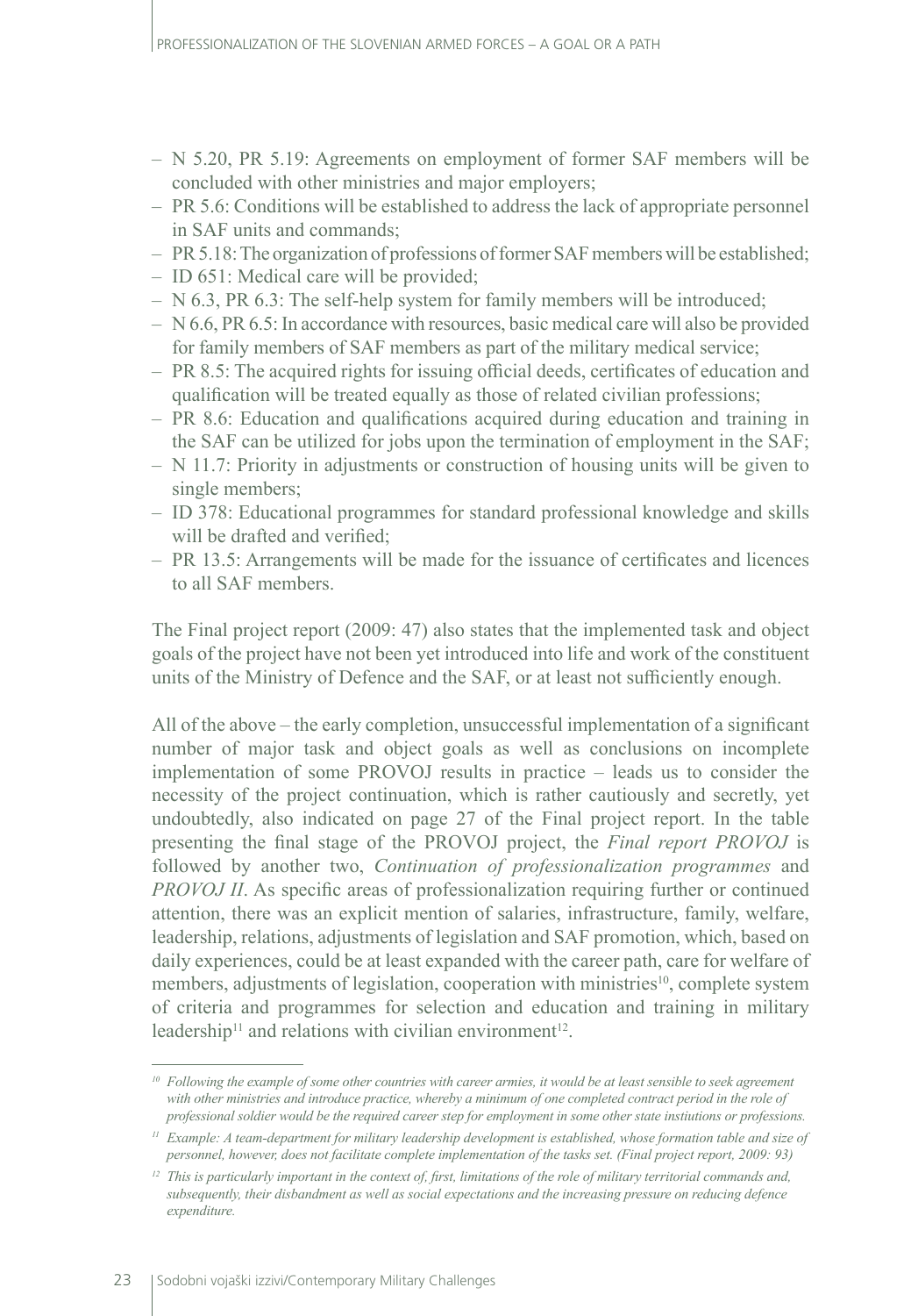- N 5.20, PR 5.19: Agreements on employment of former SAF members will be concluded with other ministries and major employers;
- PR 5.6: Conditions will be established to address the lack of appropriate personnel in SAF units and commands;
- PR 5.18: The organization of professions of former SAF members will be established;
- ID 651: Medical care will be provided;
- N 6.3, PR 6.3: The self-help system for family members will be introduced;
- N 6.6, PR 6.5: In accordance with resources, basic medical care will also be provided for family members of SAF members as part of the military medical service;
- PR 8.5: The acquired rights for issuing official deeds, certificates of education and qualification will be treated equally as those of related civilian professions;
- PR 8.6: Education and qualifications acquired during education and training in the SAF can be utilized for jobs upon the termination of employment in the SAF;
- N 11.7: Priority in adjustments or construction of housing units will be given to single members;
- ID 378: Educational programmes for standard professional knowledge and skills will be drafted and verified;
- PR 13.5: Arrangements will be made for the issuance of certificates and licences to all SAF members.

The Final project report (2009: 47) also states that the implemented task and object goals of the project have not been yet introduced into life and work of the constituent units of the Ministry of Defence and the SAF, or at least not sufficiently enough.

All of the above – the early completion, unsuccessful implementation of a significant number of major task and object goals as well as conclusions on incomplete implementation of some PROVOJ results in practice – leads us to consider the necessity of the project continuation, which is rather cautiously and secretly, yet undoubtedly, also indicated on page 27 of the Final project report. In the table presenting the final stage of the PROVOJ project, the *Final report PROVOJ* is followed by another two, *Continuation of professionalization programmes* and *PROVOJ II*. As specific areas of professionalization requiring further or continued attention, there was an explicit mention of salaries, infrastructure, family, welfare, leadership, relations, adjustments of legislation and SAF promotion, which, based on daily experiences, could be at least expanded with the career path, care for welfare of members, adjustments of legislation, cooperation with ministries[10], complete system of criteria and programmes for selection and education and training in military leadership[11] and relations with civilian environment[12].

---

[10] *Following the example of some other countries with career armies, it would be at least sensible to seek agreement with other ministries and introduce practice, whereby a minimum of one completed contract period in the role of professional soldier would be the required career step for employment in some other state instiutions or professions.*

[11] *Example: A team-department for military leadership development is established, whose formation table and size of personnel, however, does not facilitate complete implementation of the tasks set. (Final project report, 2009: 93)*

[12] *This is particularly important in the context of, first, limitations of the role of military territorial commands and, subsequently, their disbandment as well as social expectations and the increasing pressure on reducing defence expenditure.*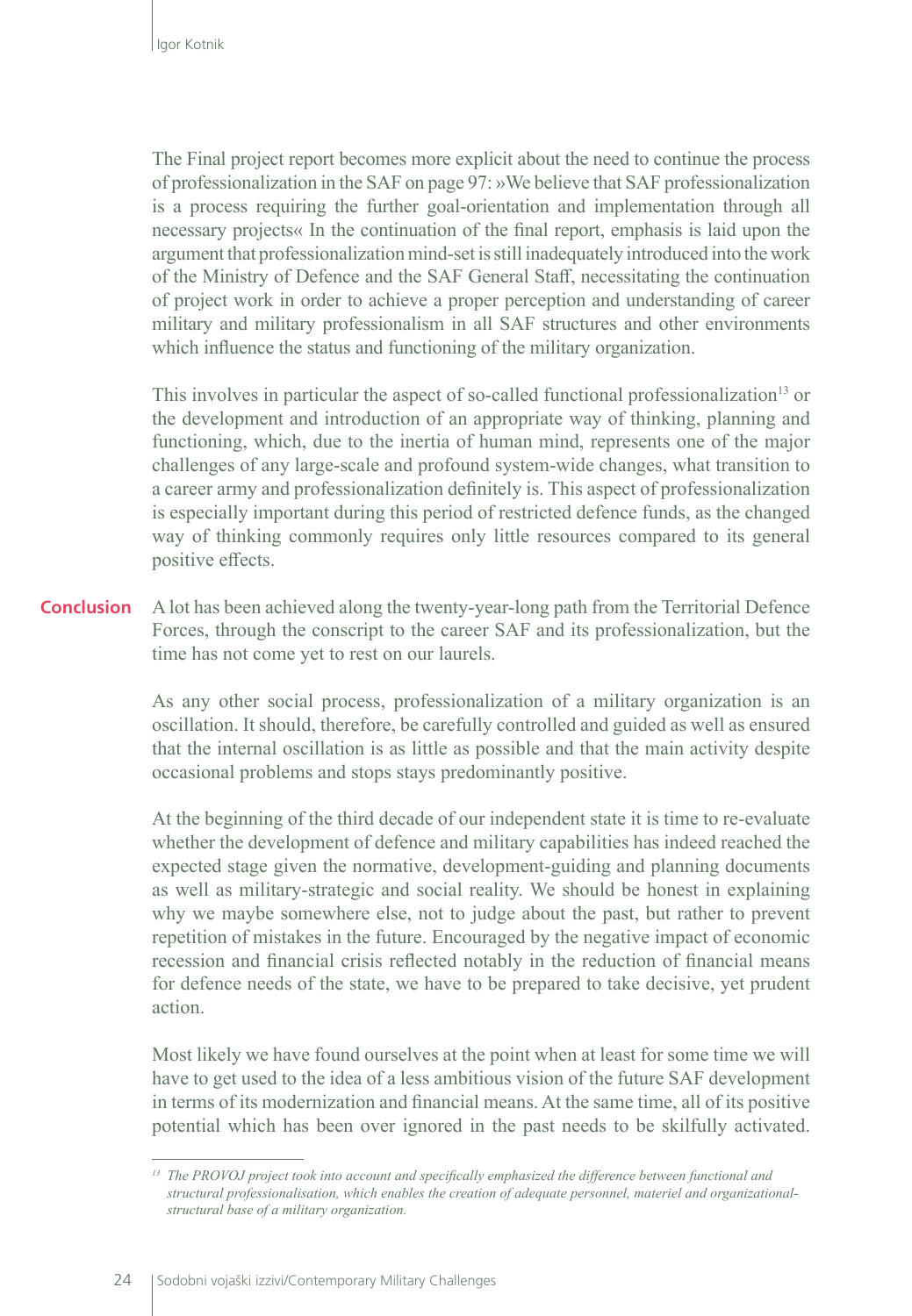The Final project report becomes more explicit about the need to continue the process of professionalization in the SAF on page 97: »We believe that SAF professionalization is a process requiring the further goal-orientation and implementation through all necessary projects« In the continuation of the final report, emphasis is laid upon the argument that professionalization mind-set is still inadequately introduced into the work of the Ministry of Defence and the SAF General Staff, necessitating the continuation of project work in order to achieve a proper perception and understanding of career military and military professionalism in all SAF structures and other environments which influence the status and functioning of the military organization.

This involves in particular the aspect of so-called functional professionalization[13] or the development and introduction of an appropriate way of thinking, planning and functioning, which, due to the inertia of human mind, represents one of the major challenges of any large-scale and profound system-wide changes, what transition to a career army and professionalization definitely is. This aspect of professionalization is especially important during this period of restricted defence funds, as the changed way of thinking commonly requires only little resources compared to its general positive effects.

## Conclusion

A lot has been achieved along the twenty-year-long path from the Territorial Defence Forces, through the conscript to the career SAF and its professionalization, but the time has not come yet to rest on our laurels.

As any other social process, professionalization of a military organization is an oscillation. It should, therefore, be carefully controlled and guided as well as ensured that the internal oscillation is as little as possible and that the main activity despite occasional problems and stops stays predominantly positive.

At the beginning of the third decade of our independent state it is time to re-evaluate whether the development of defence and military capabilities has indeed reached the expected stage given the normative, development-guiding and planning documents as well as military-strategic and social reality. We should be honest in explaining why we maybe somewhere else, not to judge about the past, but rather to prevent repetition of mistakes in the future. Encouraged by the negative impact of economic recession and financial crisis reflected notably in the reduction of financial means for defence needs of the state, we have to be prepared to take decisive, yet prudent action.

Most likely we have found ourselves at the point when at least for some time we will have to get used to the idea of a less ambitious vision of the future SAF development in terms of its modernization and financial means. At the same time, all of its positive potential which has been over ignored in the past needs to be skilfully activated.

---

[13] *The PROVOJ project took into account and specifically emphasized the difference between functional and structural professionalisation, which enables the creation of adequate personnel, materiel and organizational-structural base of a military organization.*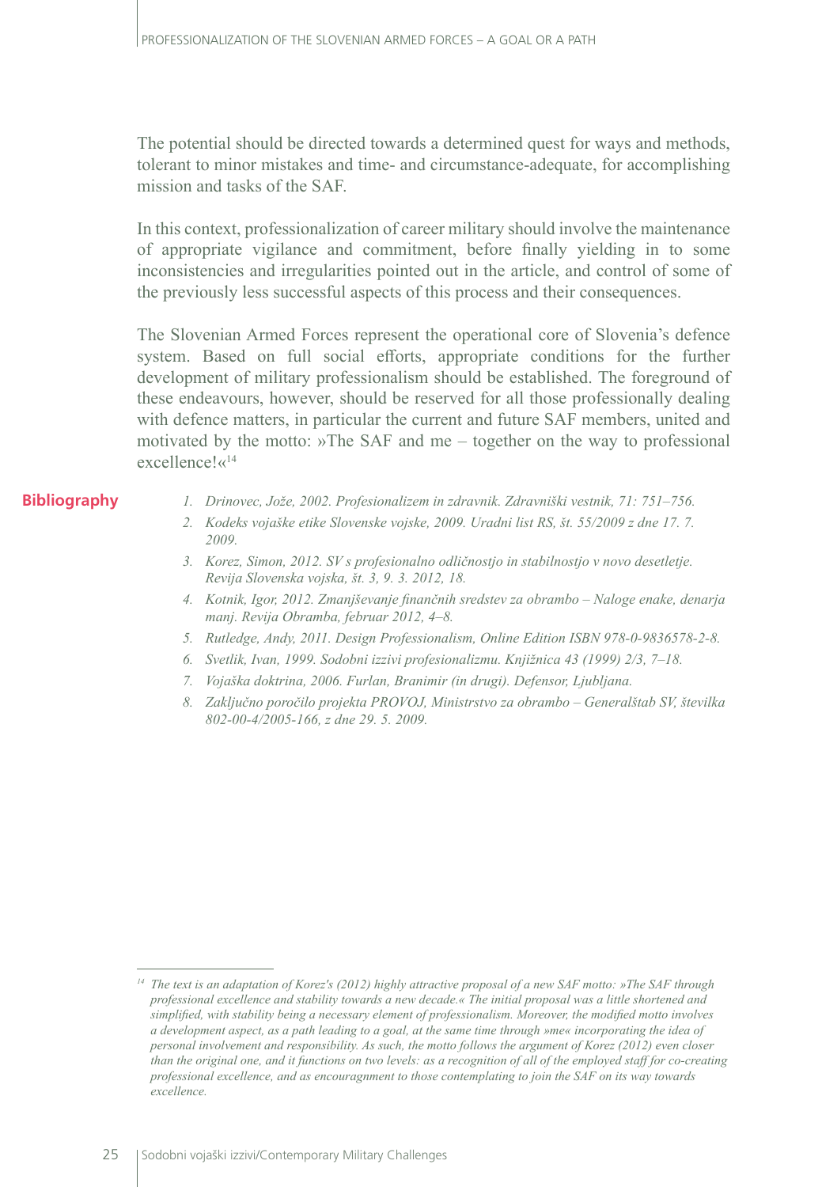The potential should be directed towards a determined quest for ways and methods, tolerant to minor mistakes and time- and circumstance-adequate, for accomplishing mission and tasks of the SAF.

In this context, professionalization of career military should involve the maintenance of appropriate vigilance and commitment, before finally yielding in to some inconsistencies and irregularities pointed out in the article, and control of some of the previously less successful aspects of this process and their consequences.

The Slovenian Armed Forces represent the operational core of Slovenia's defence system. Based on full social efforts, appropriate conditions for the further development of military professionalism should be established. The foreground of these endeavours, however, should be reserved for all those professionally dealing with defence matters, in particular the current and future SAF members, united and motivated by the motto: »The SAF and me – together on the way to professional excellence!«[14]

## Bibliography

1. *Drinovec, Jože, 2002. Profesionalizem in zdravnik. Zdravniški vestnik, 71: 751–756.*
2. *Kodeks vojaške etike Slovenske vojske, 2009. Uradni list RS, št. 55/2009 z dne 17. 7. 2009.*
3. *Korez, Simon, 2012. SV s profesionalno odličnostjo in stabilnostjo v novo desetletje. Revija Slovenska vojska, št. 3, 9. 3. 2012, 18.*
4. *Kotnik, Igor, 2012. Zmanjševanje finančnih sredstev za obrambo – Naloge enake, denarja manj. Revija Obramba, februar 2012, 4–8.*
5. *Rutledge, Andy, 2011. Design Professionalism, Online Edition ISBN 978-0-9836578-2-8.*
6. *Svetlik, Ivan, 1999. Sodobni izzivi profesionalizmu. Knjižnica 43 (1999) 2/3, 7–18.*
7. *Vojaška doktrina, 2006. Furlan, Branimir (in drugi). Defensor, Ljubljana.*
8. *Zaključno poročilo projekta PROVOJ, Ministrstvo za obrambo – Generalštab SV, številka 802-00-4/2005-166, z dne 29. 5. 2009.*

---

[14] *The text is an adaptation of Korez's (2012) highly attractive proposal of a new SAF motto: »The SAF through professional excellence and stability towards a new decade.« The initial proposal was a little shortened and simplified, with stability being a necessary element of professionalism. Moreover, the modified motto involves a development aspect, as a path leading to a goal, at the same time through »me« incorporating the idea of personal involvement and responsibility. As such, the motto follows the argument of Korez (2012) even closer than the original one, and it functions on two levels: as a recognition of all of the employed staff for co-creating professional excellence, and as encouragnment to those contemplating to join the SAF on its way towards excellence.*